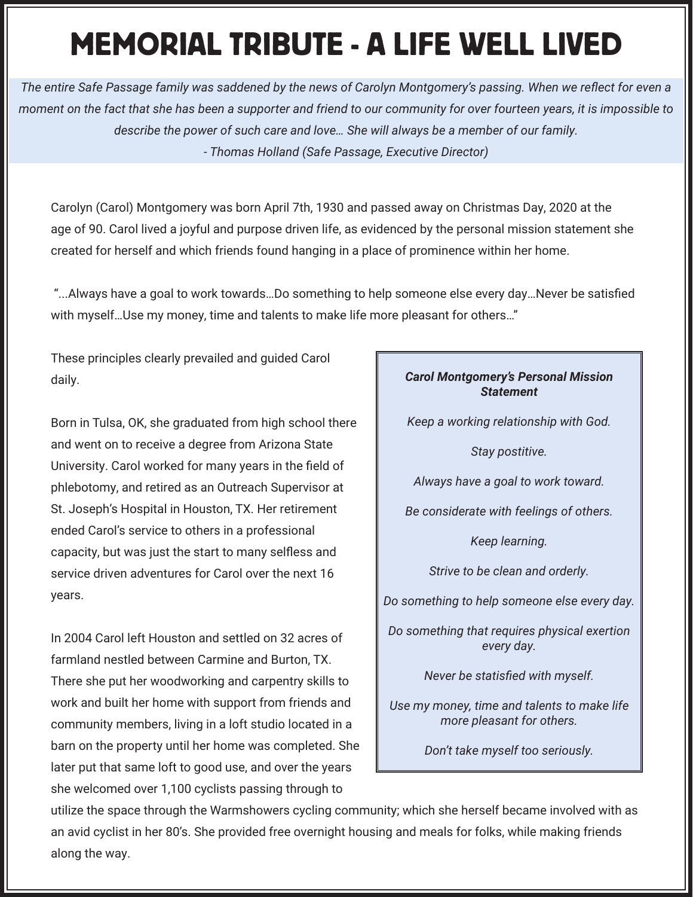# MEMORIAL TRIBUTE - A LIFE WELL LIVED

*The entire Safe Passage family was saddened by the news of Carolyn Montgomery's passing. When we reflect for even a moment on the fact that she has been a supporter and friend to our community for over fourteen years, it is impossible to describe the power of such care and love… She will always be a member of our family.*
*- Thomas Holland (Safe Passage, Executive Director)*

Carolyn (Carol) Montgomery was born April 7th, 1930 and passed away on Christmas Day, 2020 at the age of 90. Carol lived a joyful and purpose driven life, as evidenced by the personal mission statement she created for herself and which friends found hanging in a place of prominence within her home.

"...Always have a goal to work towards…Do something to help someone else every day…Never be satisfied with myself…Use my money, time and talents to make life more pleasant for others…"

These principles clearly prevailed and guided Carol daily.

Born in Tulsa, OK, she graduated from high school there and went on to receive a degree from Arizona State University. Carol worked for many years in the field of phlebotomy, and retired as an Outreach Supervisor at St. Joseph's Hospital in Houston, TX. Her retirement ended Carol's service to others in a professional capacity, but was just the start to many selfless and service driven adventures for Carol over the next 16 years.

In 2004 Carol left Houston and settled on 32 acres of farmland nestled between Carmine and Burton, TX. There she put her woodworking and carpentry skills to work and built her home with support from friends and community members, living in a loft studio located in a barn on the property until her home was completed. She later put that same loft to good use, and over the years she welcomed over 1,100 cyclists passing through to utilize the space through the Warmshowers cycling community; which she herself became involved with as an avid cyclist in her 80's. She provided free overnight housing and meals for folks, while making friends along the way.

> ***Carol Montgomery's Personal Mission Statement***
>
> *Keep a working relationship with God.*
>
> *Stay postitive.*
>
> *Always have a goal to work toward.*
>
> *Be considerate with feelings of others.*
>
> *Keep learning.*
>
> *Strive to be clean and orderly.*
>
> *Do something to help someone else every day.*
>
> *Do something that requires physical exertion every day.*
>
> *Never be statisfied with myself.*
>
> *Use my money, time and talents to make life more pleasant for others.*
>
> *Don't take myself too seriously.*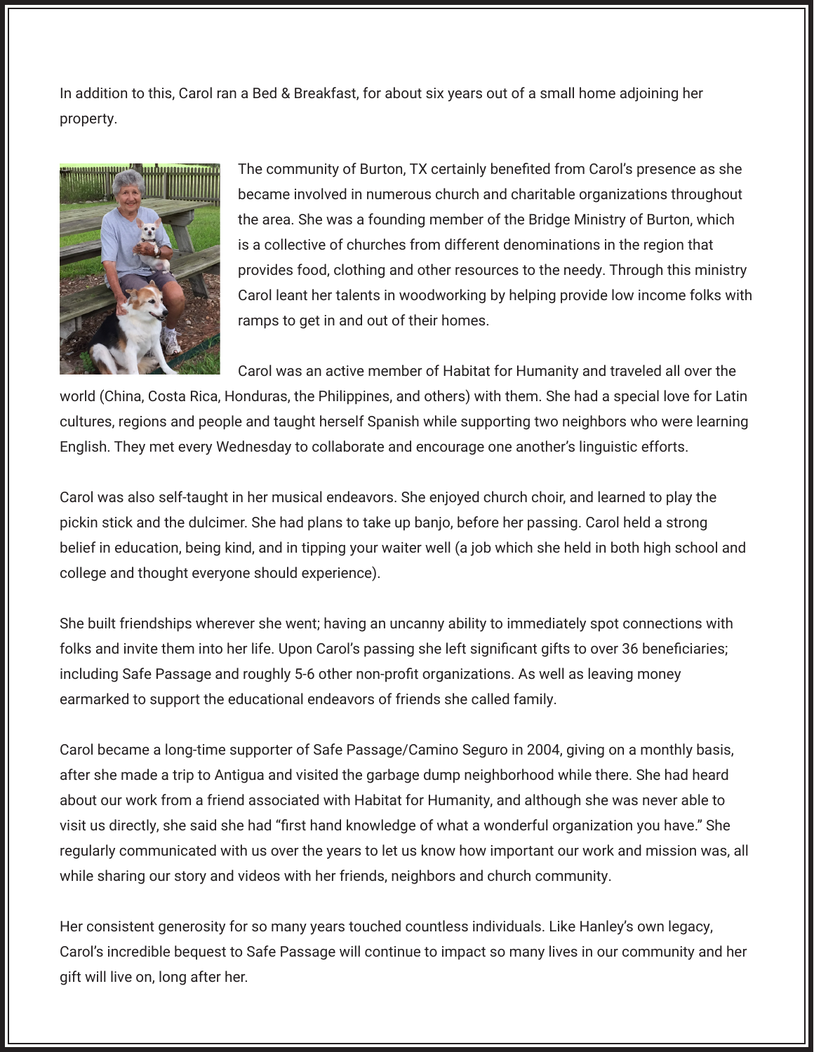In addition to this, Carol ran a Bed & Breakfast, for about six years out of a small home adjoining her property.

The community of Burton, TX certainly benefited from Carol's presence as she became involved in numerous church and charitable organizations throughout the area. She was a founding member of the Bridge Ministry of Burton, which is a collective of churches from different denominations in the region that provides food, clothing and other resources to the needy. Through this ministry Carol leant her talents in woodworking by helping provide low income folks with ramps to get in and out of their homes.

Carol was an active member of Habitat for Humanity and traveled all over the world (China, Costa Rica, Honduras, the Philippines, and others) with them. She had a special love for Latin cultures, regions and people and taught herself Spanish while supporting two neighbors who were learning English. They met every Wednesday to collaborate and encourage one another's linguistic efforts.

Carol was also self-taught in her musical endeavors. She enjoyed church choir, and learned to play the pickin stick and the dulcimer. She had plans to take up banjo, before her passing. Carol held a strong belief in education, being kind, and in tipping your waiter well (a job which she held in both high school and college and thought everyone should experience).

She built friendships wherever she went; having an uncanny ability to immediately spot connections with folks and invite them into her life. Upon Carol's passing she left significant gifts to over 36 beneficiaries; including Safe Passage and roughly 5-6 other non-profit organizations. As well as leaving money earmarked to support the educational endeavors of friends she called family.

Carol became a long-time supporter of Safe Passage/Camino Seguro in 2004, giving on a monthly basis, after she made a trip to Antigua and visited the garbage dump neighborhood while there. She had heard about our work from a friend associated with Habitat for Humanity, and although she was never able to visit us directly, she said she had "first hand knowledge of what a wonderful organization you have." She regularly communicated with us over the years to let us know how important our work and mission was, all while sharing our story and videos with her friends, neighbors and church community.

Her consistent generosity for so many years touched countless individuals. Like Hanley's own legacy, Carol's incredible bequest to Safe Passage will continue to impact so many lives in our community and her gift will live on, long after her.